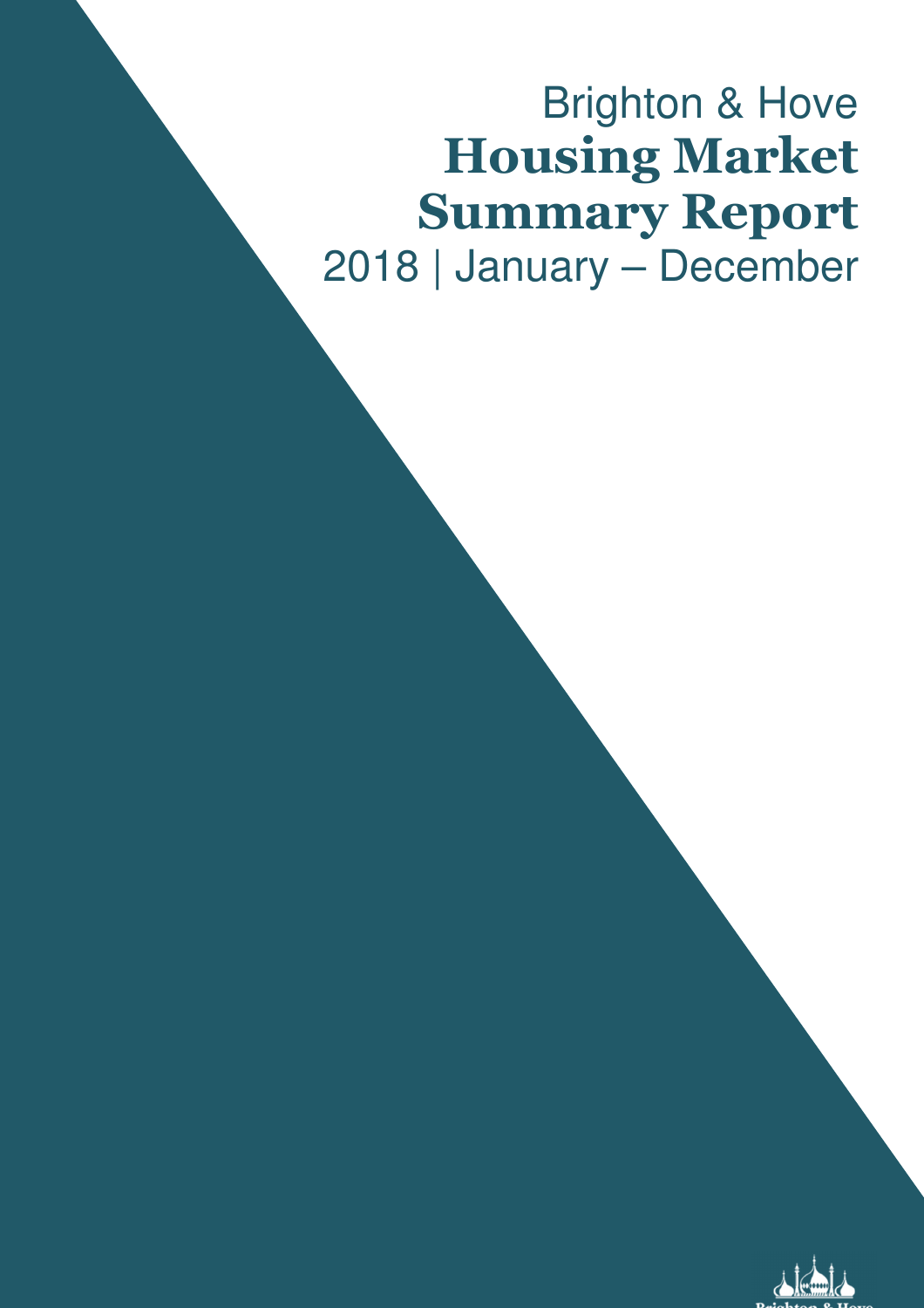Brighton & Hove

# Housing Market Summary Report

2018 | January – December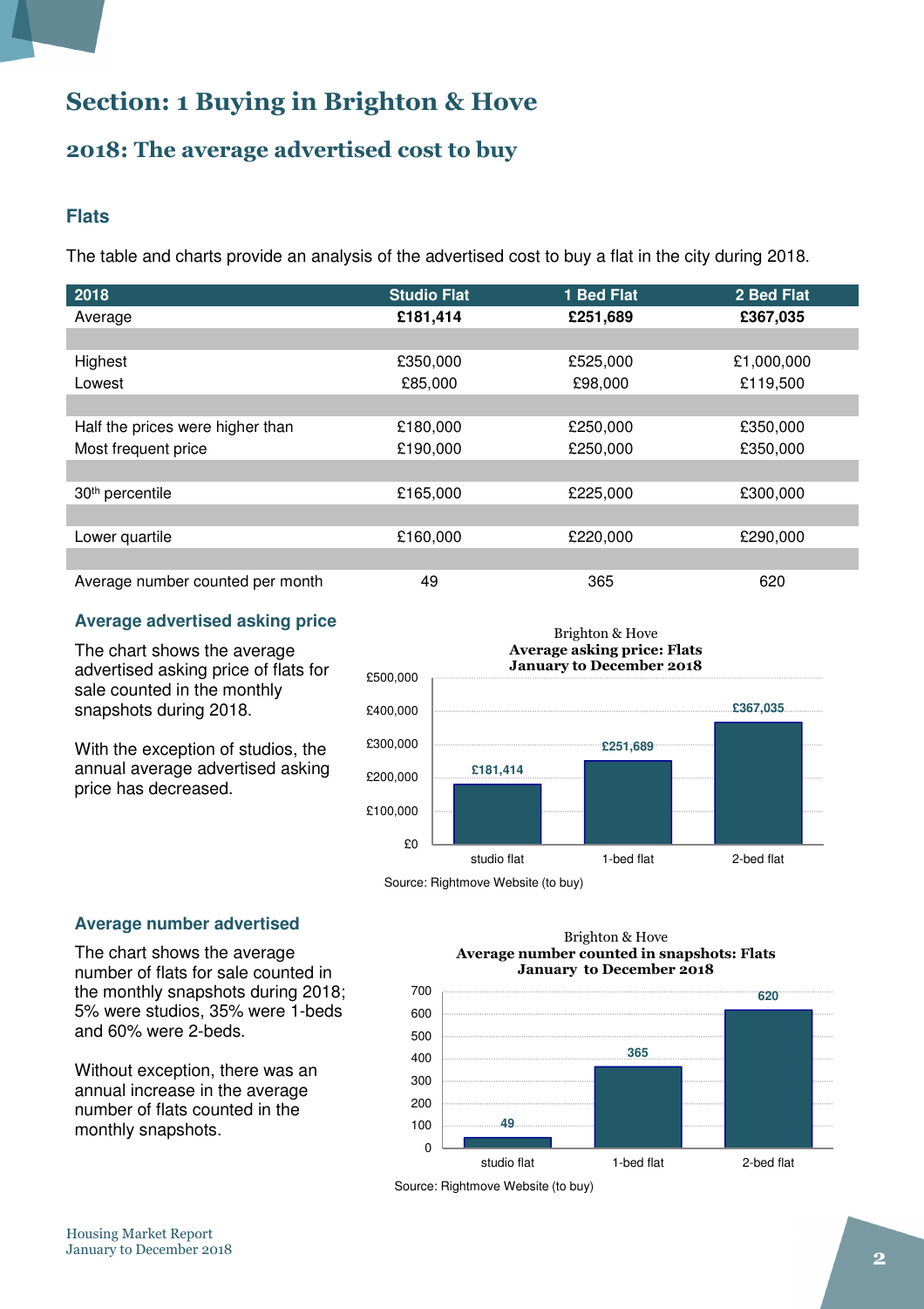# Section: 1 Buying in Brighton & Hove

## 2018: The average advertised cost to buy

### Flats

The table and charts provide an analysis of the advertised cost to buy a flat in the city during 2018.

| 2018 | Studio Flat | 1 Bed Flat | 2 Bed Flat |
|---|---|---|---|
| Average | **£181,414** | **£251,689** | **£367,035** |
| | | | |
| Highest | £350,000 | £525,000 | £1,000,000 |
| Lowest | £85,000 | £98,000 | £119,500 |
| | | | |
| Half the prices were higher than | £180,000 | £250,000 | £350,000 |
| Most frequent price | £190,000 | £250,000 | £350,000 |
| | | | |
| 30th percentile | £165,000 | £225,000 | £300,000 |
| | | | |
| Lower quartile | £160,000 | £220,000 | £290,000 |
| | | | |
| Average number counted per month | 49 | 365 | 620 |

### Average advertised asking price

The chart shows the average advertised asking price of flats for sale counted in the monthly snapshots during 2018.

With the exception of studios, the annual average advertised asking price has decreased.

Brighton & Hove
**Average asking price: Flats**
**January to December 2018**

| | Average asking price |
|---|---|
| studio flat | £181,414 |
| 1-bed flat | £251,689 |
| 2-bed flat | £367,035 |

Source: Rightmove Website (to buy)

### Average number advertised

The chart shows the average number of flats for sale counted in the monthly snapshots during 2018; 5% were studios, 35% were 1-beds and 60% were 2-beds.

Without exception, there was an annual increase in the average number of flats counted in the monthly snapshots.

Brighton & Hove
**Average number counted in snapshots: Flats**
**January to December 2018**

| | Average number counted |
|---|---|
| studio flat | 49 |
| 1-bed flat | 365 |
| 2-bed flat | 620 |

Source: Rightmove Website (to buy)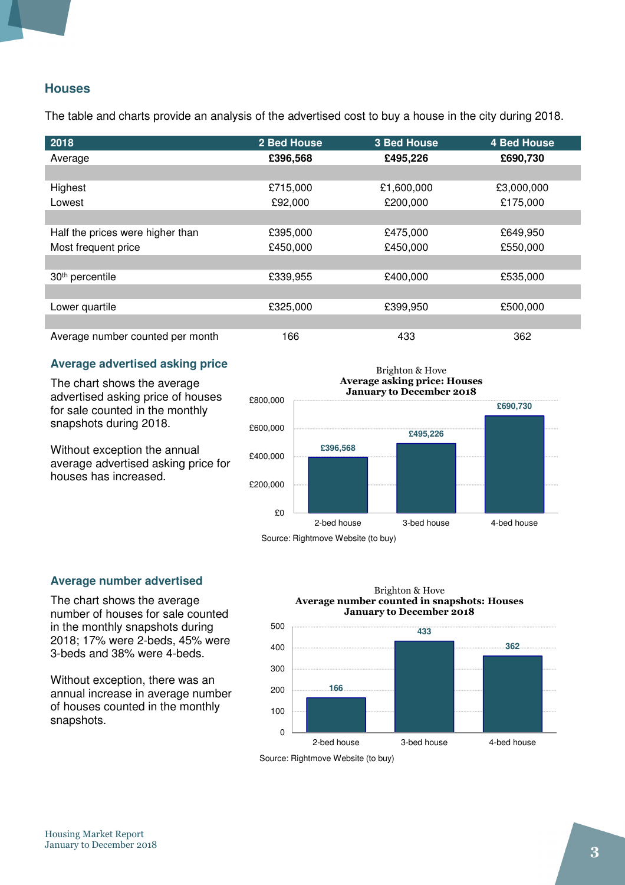## Houses

The table and charts provide an analysis of the advertised cost to buy a house in the city during 2018.

| 2018 | 2 Bed House | 3 Bed House | 4 Bed House |
|---|---|---|---|
| Average | **£396,568** | **£495,226** | **£690,730** |
| | | | |
| Highest | £715,000 | £1,600,000 | £3,000,000 |
| Lowest | £92,000 | £200,000 | £175,000 |
| | | | |
| Half the prices were higher than | £395,000 | £475,000 | £649,950 |
| Most frequent price | £450,000 | £450,000 | £550,000 |
| | | | |
| 30th percentile | £339,955 | £400,000 | £535,000 |
| | | | |
| Lower quartile | £325,000 | £399,950 | £500,000 |
| | | | |
| Average number counted per month | 166 | 433 | 362 |

### Average advertised asking price

The chart shows the average advertised asking price of houses for sale counted in the monthly snapshots during 2018.

Without exception the annual average advertised asking price for houses has increased.

Brighton & Hove
**Average asking price: Houses**
**January to December 2018**

| | 2-bed house | 3-bed house | 4-bed house |
|---|---|---|---|
| Average asking price | £396,568 | £495,226 | £690,730 |

Source: Rightmove Website (to buy)

### Average number advertised

The chart shows the average number of houses for sale counted in the monthly snapshots during 2018; 17% were 2-beds, 45% were 3-beds and 38% were 4-beds.

Without exception, there was an annual increase in average number of houses counted in the monthly snapshots.

Brighton & Hove
**Average number counted in snapshots: Houses**
**January to December 2018**

| | 2-bed house | 3-bed house | 4-bed house |
|---|---|---|---|
| Average number counted | 166 | 433 | 362 |

Source: Rightmove Website (to buy)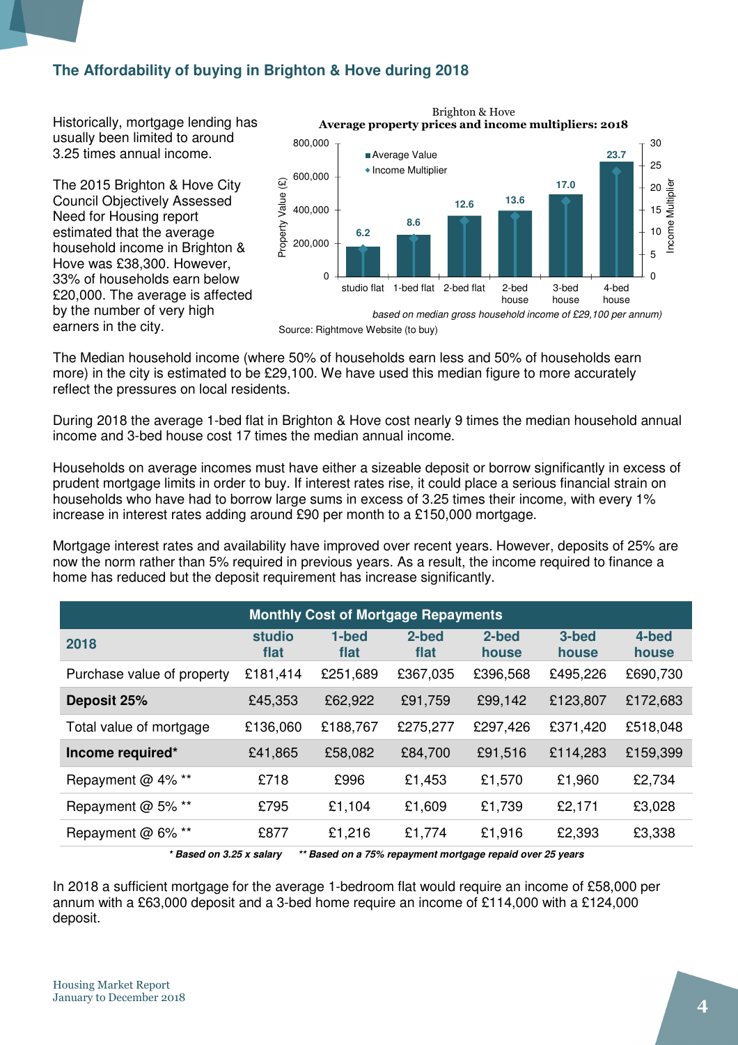## The Affordability of buying in Brighton & Hove during 2018

Historically, mortgage lending has usually been limited to around 3.25 times annual income.

The 2015 Brighton & Hove City Council Objectively Assessed Need for Housing report estimated that the average household income in Brighton & Hove was £38,300. However, 33% of households earn below £20,000. The average is affected by the number of very high earners in the city.

Brighton & Hove
**Average property prices and income multipliers: 2018**

| | studio flat | 1-bed flat | 2-bed flat | 2-bed house | 3-bed house | 4-bed house |
|---|---|---|---|---|---|---|
| Income Multiplier | 6.2 | 8.6 | 12.6 | 13.6 | 17.0 | 23.7 |

*based on median gross household income of £29,100 per annum)*

Source: Rightmove Website (to buy)

The Median household income (where 50% of households earn less and 50% of households earn more) in the city is estimated to be £29,100. We have used this median figure to more accurately reflect the pressures on local residents.

During 2018 the average 1-bed flat in Brighton & Hove cost nearly 9 times the median household annual income and 3-bed house cost 17 times the median annual income.

Households on average incomes must have either a sizeable deposit or borrow significantly in excess of prudent mortgage limits in order to buy. If interest rates rise, it could place a serious financial strain on households who have had to borrow large sums in excess of 3.25 times their income, with every 1% increase in interest rates adding around £90 per month to a £150,000 mortgage.

Mortgage interest rates and availability have improved over recent years. However, deposits of 25% are now the norm rather than 5% required in previous years. As a result, the income required to finance a home has reduced but the deposit requirement has increase significantly.

| Monthly Cost of Mortgage Repayments | | | | | | |
|---|---|---|---|---|---|---|
| **2018** | **studio flat** | **1-bed flat** | **2-bed flat** | **2-bed house** | **3-bed house** | **4-bed house** |
| Purchase value of property | £181,414 | £251,689 | £367,035 | £396,568 | £495,226 | £690,730 |
| **Deposit 25%** | £45,353 | £62,922 | £91,759 | £99,142 | £123,807 | £172,683 |
| Total value of mortgage | £136,060 | £188,767 | £275,277 | £297,426 | £371,420 | £518,048 |
| **Income required*** | £41,865 | £58,082 | £84,700 | £91,516 | £114,283 | £159,399 |
| Repayment @ 4% ** | £718 | £996 | £1,453 | £1,570 | £1,960 | £2,734 |
| Repayment @ 5% ** | £795 | £1,104 | £1,609 | £1,739 | £2,171 | £3,028 |
| Repayment @ 6% ** | £877 | £1,216 | £1,774 | £1,916 | £2,393 | £3,338 |

*** Based on 3.25 x salary** ** Based on a 75% repayment mortgage repaid over 25 years**

In 2018 a sufficient mortgage for the average 1-bedroom flat would require an income of £58,000 per annum with a £63,000 deposit and a 3-bed home require an income of £114,000 with a £124,000 deposit.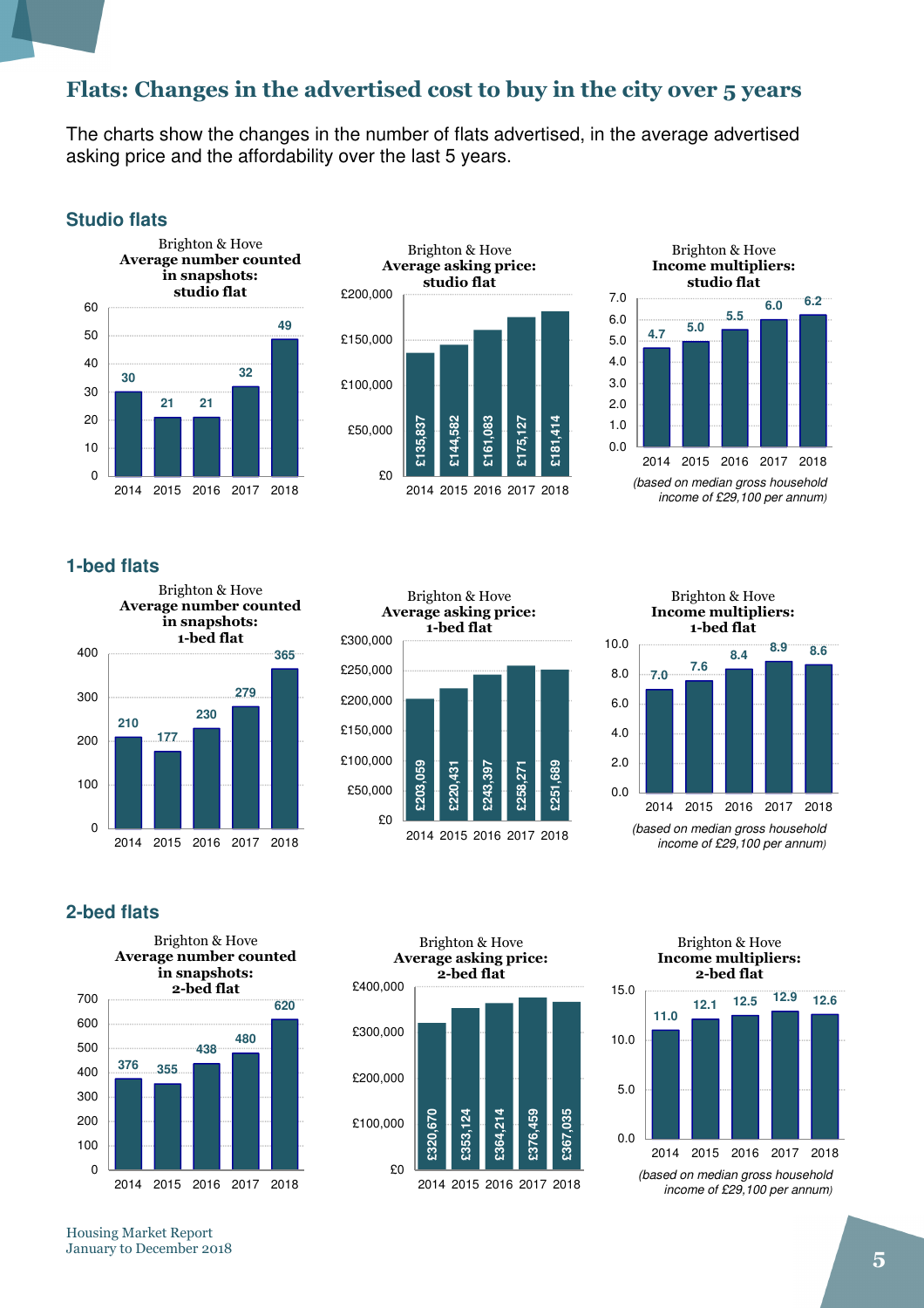## Flats: Changes in the advertised cost to buy in the city over 5 years

The charts show the changes in the number of flats advertised, in the average advertised asking price and the affordability over the last 5 years.

### Studio flats

**Brighton & Hove – Average number counted in snapshots: studio flat**

| Year | 2014 | 2015 | 2016 | 2017 | 2018 |
|---|---|---|---|---|---|
| Count | 30 | 21 | 21 | 32 | 49 |

**Brighton & Hove – Average asking price: studio flat**

| Year | 2014 | 2015 | 2016 | 2017 | 2018 |
|---|---|---|---|---|---|
| Price | £135,837 | £144,582 | £161,083 | £175,127 | £181,414 |

**Brighton & Hove – Income multipliers: studio flat**

| Year | 2014 | 2015 | 2016 | 2017 | 2018 |
|---|---|---|---|---|---|
| Multiplier | 4.7 | 5.0 | 5.5 | 6.0 | 6.2 |

*(based on median gross household income of £29,100 per annum)*

### 1-bed flats

**Brighton & Hove – Average number counted in snapshots: 1-bed flat**

| Year | 2014 | 2015 | 2016 | 2017 | 2018 |
|---|---|---|---|---|---|
| Count | 210 | 177 | 230 | 279 | 365 |

**Brighton & Hove – Average asking price: 1-bed flat**

| Year | 2014 | 2015 | 2016 | 2017 | 2018 |
|---|---|---|---|---|---|
| Price | £203,059 | £220,431 | £243,397 | £258,271 | £251,689 |

**Brighton & Hove – Income multipliers: 1-bed flat**

| Year | 2014 | 2015 | 2016 | 2017 | 2018 |
|---|---|---|---|---|---|
| Multiplier | 7.0 | 7.6 | 8.4 | 8.9 | 8.6 |

*(based on median gross household income of £29,100 per annum)*

### 2-bed flats

**Brighton & Hove – Average number counted in snapshots: 2-bed flat**

| Year | 2014 | 2015 | 2016 | 2017 | 2018 |
|---|---|---|---|---|---|
| Count | 376 | 355 | 438 | 480 | 620 |

**Brighton & Hove – Average asking price: 2-bed flat**

| Year | 2014 | 2015 | 2016 | 2017 | 2018 |
|---|---|---|---|---|---|
| Price | £320,670 | £353,124 | £364,214 | £376,459 | £367,035 |

**Brighton & Hove – Income multipliers: 2-bed flat**

| Year | 2014 | 2015 | 2016 | 2017 | 2018 |
|---|---|---|---|---|---|
| Multiplier | 11.0 | 12.1 | 12.5 | 12.9 | 12.6 |

*(based on median gross household income of £29,100 per annum)*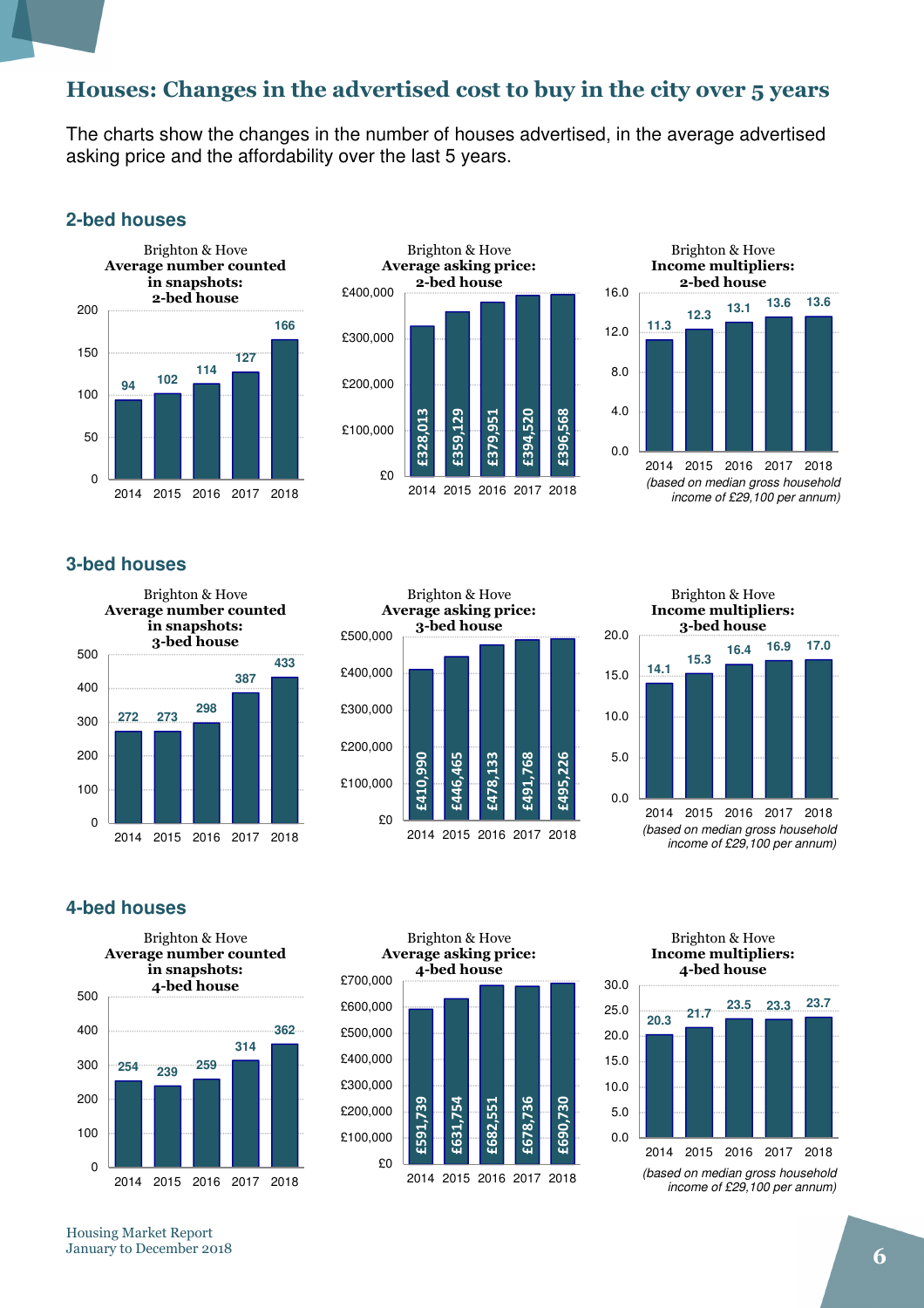# Houses: Changes in the advertised cost to buy in the city over 5 years

The charts show the changes in the number of houses advertised, in the average advertised asking price and the affordability over the last 5 years.

## 2-bed houses

**Brighton & Hove — Average number counted in snapshots: 2-bed house**

| Year | Number |
|---|---|
| 2014 | 94 |
| 2015 | 102 |
| 2016 | 114 |
| 2017 | 127 |
| 2018 | 166 |

**Brighton & Hove — Average asking price: 2-bed house**

| Year | Price |
|---|---|
| 2014 | £328,013 |
| 2015 | £359,129 |
| 2016 | £379,951 |
| 2017 | £394,520 |
| 2018 | £396,568 |

**Brighton & Hove — Income multipliers: 2-bed house**

| Year | Multiplier |
|---|---|
| 2014 | 11.3 |
| 2015 | 12.3 |
| 2016 | 13.1 |
| 2017 | 13.6 |
| 2018 | 13.6 |

*(based on median gross household income of £29,100 per annum)*

## 3-bed houses

**Brighton & Hove — Average number counted in snapshots: 3-bed house**

| Year | Number |
|---|---|
| 2014 | 272 |
| 2015 | 273 |
| 2016 | 298 |
| 2017 | 387 |
| 2018 | 433 |

**Brighton & Hove — Average asking price: 3-bed house**

| Year | Price |
|---|---|
| 2014 | £410,990 |
| 2015 | £446,465 |
| 2016 | £478,133 |
| 2017 | £491,768 |
| 2018 | £495,226 |

**Brighton & Hove — Income multipliers: 3-bed house**

| Year | Multiplier |
|---|---|
| 2014 | 14.1 |
| 2015 | 15.3 |
| 2016 | 16.4 |
| 2017 | 16.9 |
| 2018 | 17.0 |

*(based on median gross household income of £29,100 per annum)*

## 4-bed houses

**Brighton & Hove — Average number counted in snapshots: 4-bed house**

| Year | Number |
|---|---|
| 2014 | 254 |
| 2015 | 239 |
| 2016 | 259 |
| 2017 | 314 |
| 2018 | 362 |

**Brighton & Hove — Average asking price: 4-bed house**

| Year | Price |
|---|---|
| 2014 | £591,739 |
| 2015 | £631,754 |
| 2016 | £682,551 |
| 2017 | £678,736 |
| 2018 | £690,730 |

**Brighton & Hove — Income multipliers: 4-bed house**

| Year | Multiplier |
|---|---|
| 2014 | 20.3 |
| 2015 | 21.7 |
| 2016 | 23.5 |
| 2017 | 23.3 |
| 2018 | 23.7 |

*(based on median gross household income of £29,100 per annum)*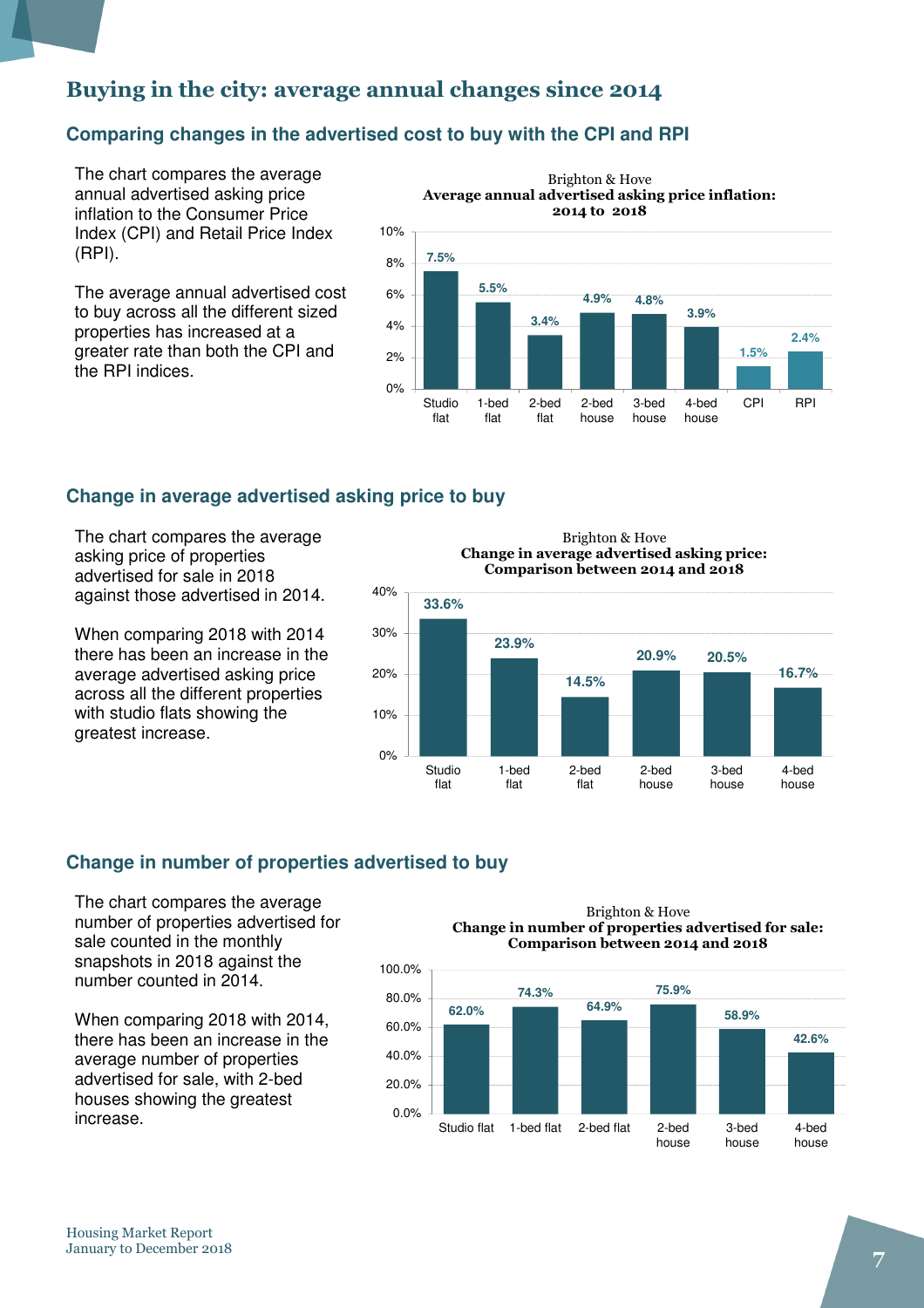# Buying in the city: average annual changes since 2014

## Comparing changes in the advertised cost to buy with the CPI and RPI

The chart compares the average annual advertised asking price inflation to the Consumer Price Index (CPI) and Retail Price Index (RPI).

The average annual advertised cost to buy across all the different sized properties has increased at a greater rate than both the CPI and the RPI indices.

Brighton & Hove
**Average annual advertised asking price inflation: 2014 to 2018**

| | Studio flat | 1-bed flat | 2-bed flat | 2-bed house | 3-bed house | 4-bed house | CPI | RPI |
|---|---|---|---|---|---|---|---|---|
| Inflation | 7.5% | 5.5% | 3.4% | 4.9% | 4.8% | 3.9% | 1.5% | 2.4% |

## Change in average advertised asking price to buy

The chart compares the average asking price of properties advertised for sale in 2018 against those advertised in 2014.

When comparing 2018 with 2014 there has been an increase in the average advertised asking price across all the different properties with studio flats showing the greatest increase.

Brighton & Hove
**Change in average advertised asking price: Comparison between 2014 and 2018**

| | Studio flat | 1-bed flat | 2-bed flat | 2-bed house | 3-bed house | 4-bed house |
|---|---|---|---|---|---|---|
| Change | 33.6% | 23.9% | 14.5% | 20.9% | 20.5% | 16.7% |

## Change in number of properties advertised to buy

The chart compares the average number of properties advertised for sale counted in the monthly snapshots in 2018 against the number counted in 2014.

When comparing 2018 with 2014, there has been an increase in the average number of properties advertised for sale, with 2-bed houses showing the greatest increase.

Brighton & Hove
**Change in number of properties advertised for sale: Comparison between 2014 and 2018**

| | Studio flat | 1-bed flat | 2-bed flat | 2-bed house | 3-bed house | 4-bed house |
|---|---|---|---|---|---|---|
| Change | 62.0% | 74.3% | 64.9% | 75.9% | 58.9% | 42.6% |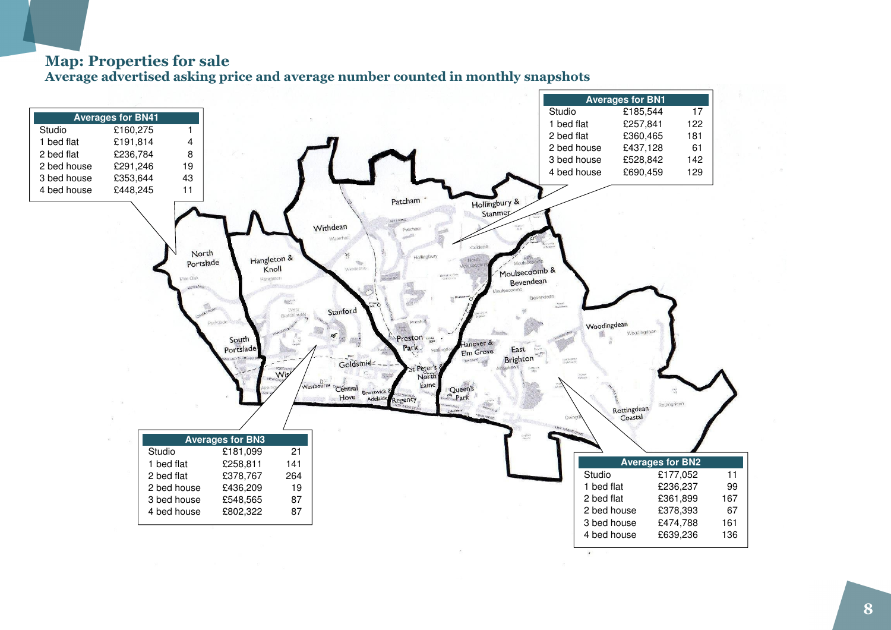## Map: Properties for sale

### Average advertised asking price and average number counted in monthly snapshots

| Averages for BN41 | | |
|---|---|---|
| Studio | £160,275 | 1 |
| 1 bed flat | £191,814 | 4 |
| 2 bed flat | £236,784 | 8 |
| 2 bed house | £291,246 | 19 |
| 3 bed house | £353,644 | 43 |
| 4 bed house | £448,245 | 11 |

| Averages for BN1 | | |
|---|---|---|
| Studio | £185,544 | 17 |
| 1 bed flat | £257,841 | 122 |
| 2 bed flat | £360,465 | 181 |
| 2 bed house | £437,128 | 61 |
| 3 bed house | £528,842 | 142 |
| 4 bed house | £690,459 | 129 |

| Averages for BN3 | | |
|---|---|---|
| Studio | £181,099 | 21 |
| 1 bed flat | £258,811 | 141 |
| 2 bed flat | £378,767 | 264 |
| 2 bed house | £436,209 | 19 |
| 3 bed house | £548,565 | 87 |
| 4 bed house | £802,322 | 87 |

| Averages for BN2 | | |
|---|---|---|
| Studio | £177,052 | 11 |
| 1 bed flat | £236,237 | 99 |
| 2 bed flat | £361,899 | 167 |
| 2 bed house | £378,393 | 67 |
| 3 bed house | £474,788 | 161 |
| 4 bed house | £639,236 | 136 |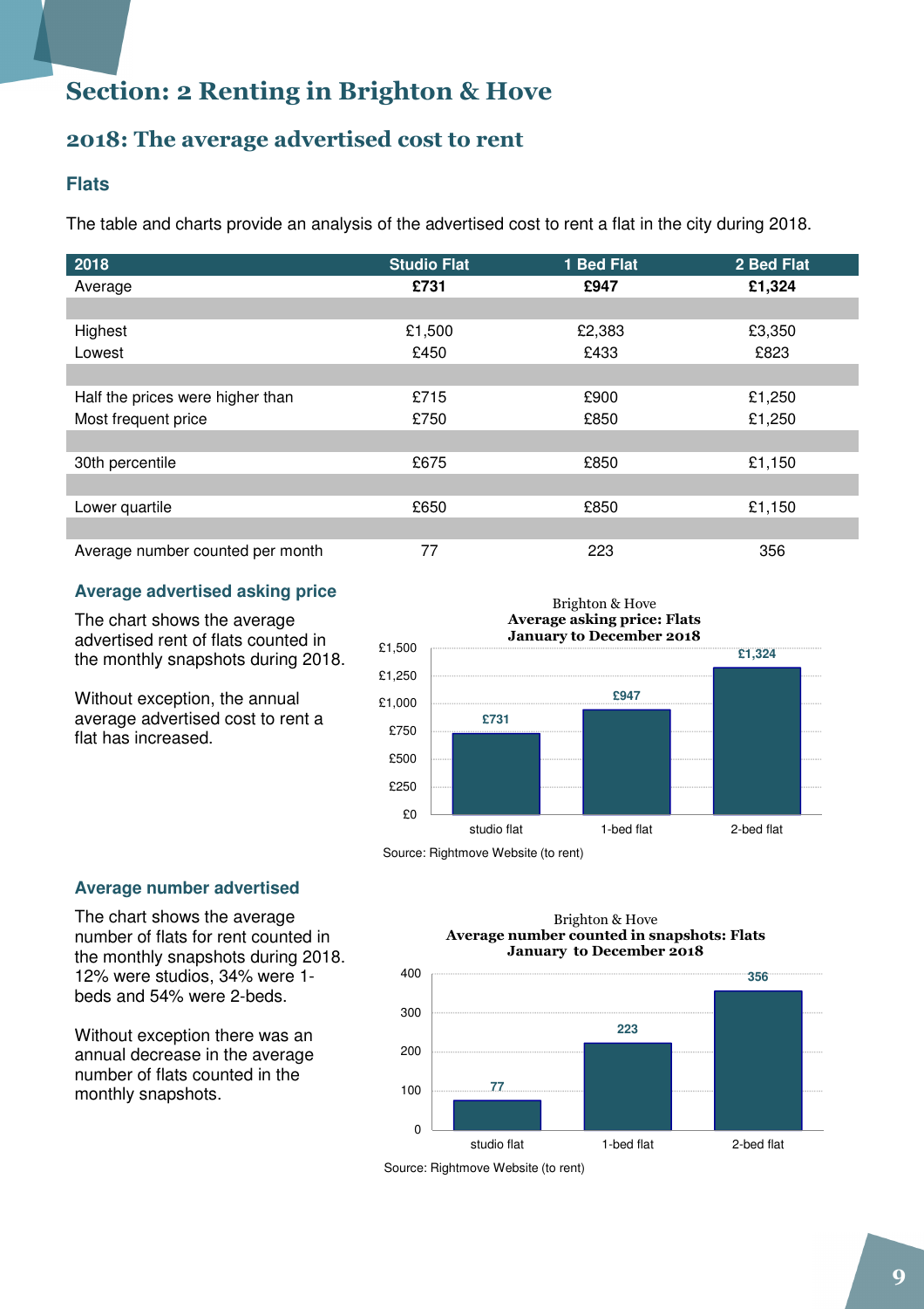# Section: 2 Renting in Brighton & Hove

## 2018: The average advertised cost to rent

### Flats

The table and charts provide an analysis of the advertised cost to rent a flat in the city during 2018.

| 2018 | Studio Flat | 1 Bed Flat | 2 Bed Flat |
|---|---|---|---|
| Average | **£731** | **£947** | **£1,324** |
| | | | |
| Highest | £1,500 | £2,383 | £3,350 |
| Lowest | £450 | £433 | £823 |
| | | | |
| Half the prices were higher than | £715 | £900 | £1,250 |
| Most frequent price | £750 | £850 | £1,250 |
| | | | |
| 30th percentile | £675 | £850 | £1,150 |
| | | | |
| Lower quartile | £650 | £850 | £1,150 |
| | | | |
| Average number counted per month | 77 | 223 | 356 |

### Average advertised asking price

The chart shows the average advertised rent of flats counted in the monthly snapshots during 2018.

Without exception, the annual average advertised cost to rent a flat has increased.

Brighton & Hove
**Average asking price: Flats**
**January to December 2018**

| | studio flat | 1-bed flat | 2-bed flat |
|---|---|---|---|
| Average asking price | £731 | £947 | £1,324 |

Source: Rightmove Website (to rent)

### Average number advertised

The chart shows the average number of flats for rent counted in the monthly snapshots during 2018. 12% were studios, 34% were 1-beds and 54% were 2-beds.

Without exception there was an annual decrease in the average number of flats counted in the monthly snapshots.

Brighton & Hove
**Average number counted in snapshots: Flats**
**January to December 2018**

| | studio flat | 1-bed flat | 2-bed flat |
|---|---|---|---|
| Average number counted | 77 | 223 | 356 |

Source: Rightmove Website (to rent)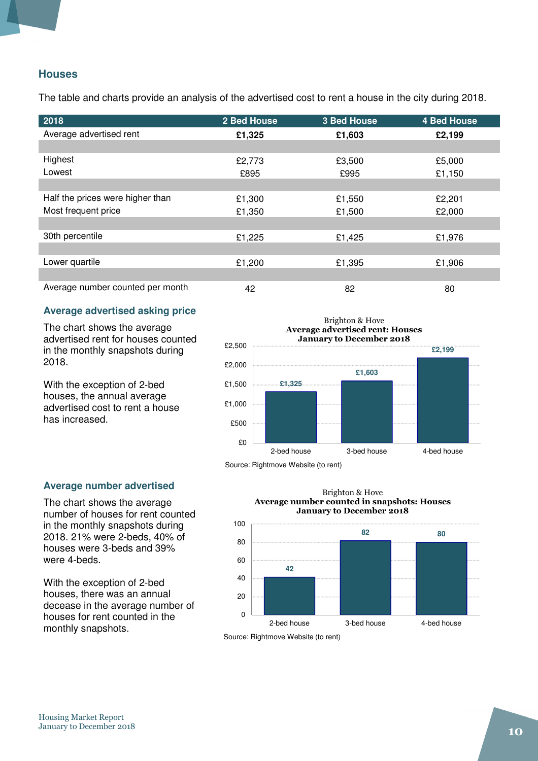## Houses

The table and charts provide an analysis of the advertised cost to rent a house in the city during 2018.

| 2018 | 2 Bed House | 3 Bed House | 4 Bed House |
|---|---|---|---|
| Average advertised rent | **£1,325** | **£1,603** | **£2,199** |
| | | | |
| Highest | £2,773 | £3,500 | £5,000 |
| Lowest | £895 | £995 | £1,150 |
| | | | |
| Half the prices were higher than | £1,300 | £1,550 | £2,201 |
| Most frequent price | £1,350 | £1,500 | £2,000 |
| | | | |
| 30th percentile | £1,225 | £1,425 | £1,976 |
| | | | |
| Lower quartile | £1,200 | £1,395 | £1,906 |
| | | | |
| Average number counted per month | 42 | 82 | 80 |

### Average advertised asking price

The chart shows the average advertised rent for houses counted in the monthly snapshots during 2018.

With the exception of 2-bed houses, the annual average advertised cost to rent a house has increased.

Brighton & Hove
**Average advertised rent: Houses**
**January to December 2018**

| | 2-bed house | 3-bed house | 4-bed house |
|---|---|---|---|
| Average advertised rent | £1,325 | £1,603 | £2,199 |

Source: Rightmove Website (to rent)

### Average number advertised

The chart shows the average number of houses for rent counted in the monthly snapshots during 2018. 21% were 2-beds, 40% of houses were 3-beds and 39% were 4-beds.

With the exception of 2-bed houses, there was an annual decease in the average number of houses for rent counted in the monthly snapshots.

Brighton & Hove
**Average number counted in snapshots: Houses**
**January to December 2018**

| | 2-bed house | 3-bed house | 4-bed house |
|---|---|---|---|
| Average number counted | 42 | 82 | 80 |

Source: Rightmove Website (to rent)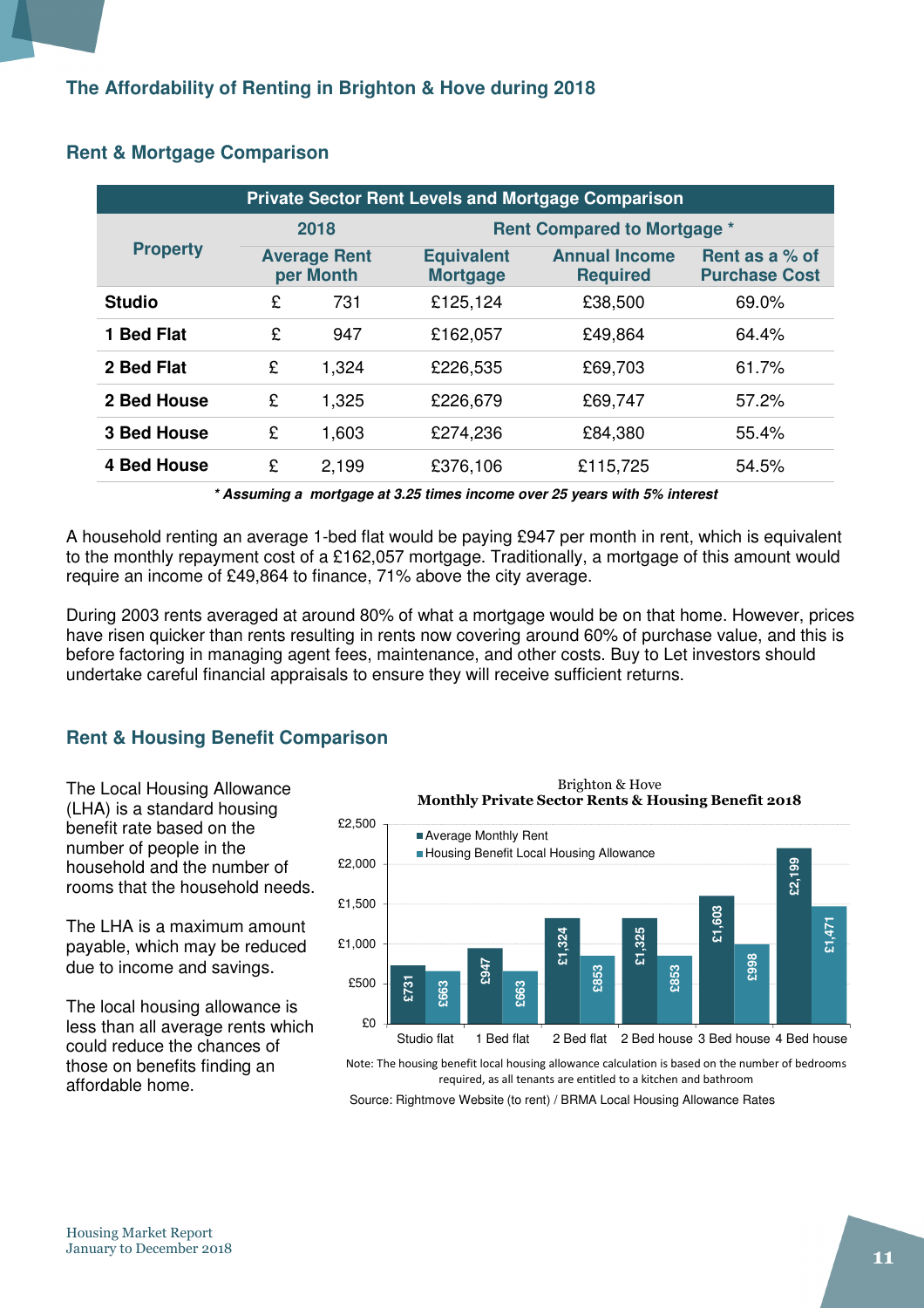## The Affordability of Renting in Brighton & Hove during 2018

### Rent & Mortgage Comparison

| Private Sector Rent Levels and Mortgage Comparison | | | | |
|---|---|---|---|---|
| **Property** | **2018** | **Rent Compared to Mortgage \*** | | |
| | **Average Rent per Month** | **Equivalent Mortgage** | **Annual Income Required** | **Rent as a % of Purchase Cost** |
| **Studio** | £ 731 | £125,124 | £38,500 | 69.0% |
| **1 Bed Flat** | £ 947 | £162,057 | £49,864 | 64.4% |
| **2 Bed Flat** | £ 1,324 | £226,535 | £69,703 | 61.7% |
| **2 Bed House** | £ 1,325 | £226,679 | £69,747 | 57.2% |
| **3 Bed House** | £ 1,603 | £274,236 | £84,380 | 55.4% |
| **4 Bed House** | £ 2,199 | £376,106 | £115,725 | 54.5% |

***\* Assuming a mortgage at 3.25 times income over 25 years with 5% interest***

A household renting an average 1-bed flat would be paying £947 per month in rent, which is equivalent to the monthly repayment cost of a £162,057 mortgage. Traditionally, a mortgage of this amount would require an income of £49,864 to finance, 71% above the city average.

During 2003 rents averaged at around 80% of what a mortgage would be on that home. However, prices have risen quicker than rents resulting in rents now covering around 60% of purchase value, and this is before factoring in managing agent fees, maintenance, and other costs. Buy to Let investors should undertake careful financial appraisals to ensure they will receive sufficient returns.

### Rent & Housing Benefit Comparison

The Local Housing Allowance (LHA) is a standard housing benefit rate based on the number of people in the household and the number of rooms that the household needs.

The LHA is a maximum amount payable, which may be reduced due to income and savings.

The local housing allowance is less than all average rents which could reduce the chances of those on benefits finding an affordable home.

Brighton & Hove
**Monthly Private Sector Rents & Housing Benefit 2018**

| | Average Monthly Rent | Housing Benefit Local Housing Allowance |
|---|---|---|
| Studio flat | £731 | £663 |
| 1 Bed flat | £947 | £663 |
| 2 Bed flat | £1,324 | £853 |
| 2 Bed house | £1,325 | £853 |
| 3 Bed house | £1,603 | £998 |
| 4 Bed house | £2,199 | £1,471 |

Note: The housing benefit local housing allowance calculation is based on the number of bedrooms required, as all tenants are entitled to a kitchen and bathroom

Source: Rightmove Website (to rent) / BRMA Local Housing Allowance Rates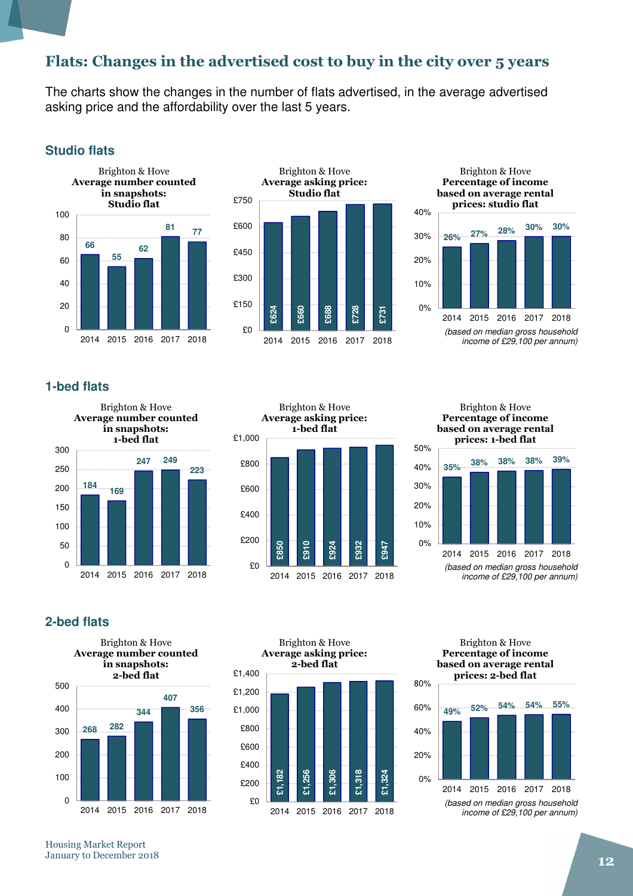# Flats: Changes in the advertised cost to buy in the city over 5 years

The charts show the changes in the number of flats advertised, in the average advertised asking price and the affordability over the last 5 years.

## Studio flats

**Brighton & Hove – Average number counted in snapshots: Studio flat**

| Year | 2014 | 2015 | 2016 | 2017 | 2018 |
|---|---|---|---|---|---|
| Number | 66 | 55 | 62 | 81 | 77 |

**Brighton & Hove – Average asking price: Studio flat**

| Year | 2014 | 2015 | 2016 | 2017 | 2018 |
|---|---|---|---|---|---|
| Price | £624 | £660 | £688 | £728 | £731 |

**Brighton & Hove – Percentage of income based on average rental prices: studio flat**

| Year | 2014 | 2015 | 2016 | 2017 | 2018 |
|---|---|---|---|---|---|
| % of income | 26% | 27% | 28% | 30% | 30% |

*(based on median gross household income of £29,100 per annum)*

## 1-bed flats

**Brighton & Hove – Average number counted in snapshots: 1-bed flat**

| Year | 2014 | 2015 | 2016 | 2017 | 2018 |
|---|---|---|---|---|---|
| Number | 184 | 169 | 247 | 249 | 223 |

**Brighton & Hove – Average asking price: 1-bed flat**

| Year | 2014 | 2015 | 2016 | 2017 | 2018 |
|---|---|---|---|---|---|
| Price | £850 | £910 | £924 | £932 | £947 |

**Brighton & Hove – Percentage of income based on average rental prices: 1-bed flat**

| Year | 2014 | 2015 | 2016 | 2017 | 2018 |
|---|---|---|---|---|---|
| % of income | 35% | 38% | 38% | 38% | 39% |

*(based on median gross household income of £29,100 per annum)*

## 2-bed flats

**Brighton & Hove – Average number counted in snapshots: 2-bed flat**

| Year | 2014 | 2015 | 2016 | 2017 | 2018 |
|---|---|---|---|---|---|
| Number | 268 | 282 | 344 | 407 | 356 |

**Brighton & Hove – Average asking price: 2-bed flat**

| Year | 2014 | 2015 | 2016 | 2017 | 2018 |
|---|---|---|---|---|---|
| Price | £1,182 | £1,256 | £1,306 | £1,318 | £1,324 |

**Brighton & Hove – Percentage of income based on average rental prices: 2-bed flat**

| Year | 2014 | 2015 | 2016 | 2017 | 2018 |
|---|---|---|---|---|---|
| % of income | 49% | 52% | 54% | 54% | 55% |

*(based on median gross household income of £29,100 per annum)*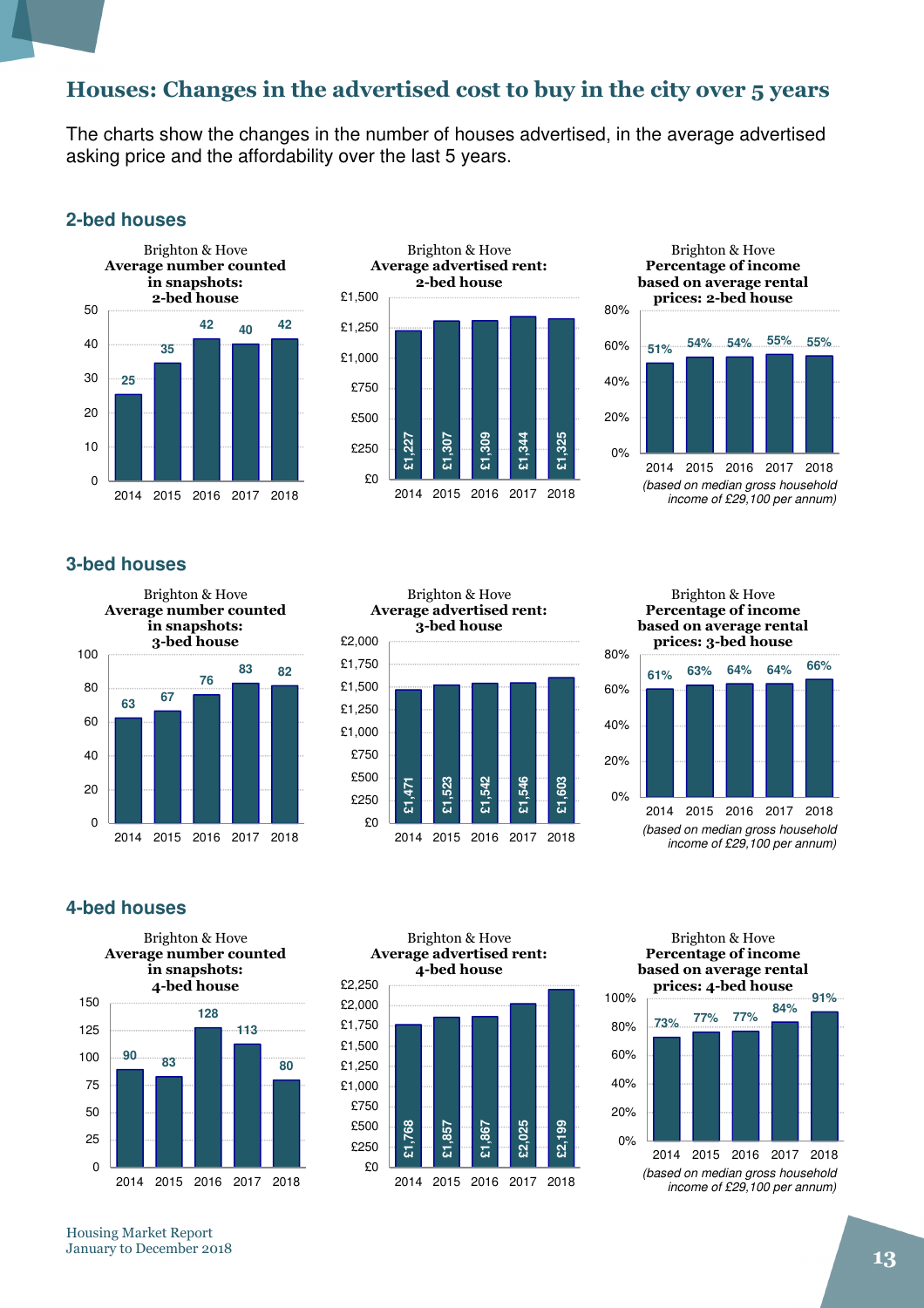## Houses: Changes in the advertised cost to buy in the city over 5 years

The charts show the changes in the number of houses advertised, in the average advertised asking price and the affordability over the last 5 years.

### 2-bed houses

**Brighton & Hove — Average number counted in snapshots: 2-bed house**

| Year | Number |
|---|---|
| 2014 | 25 |
| 2015 | 35 |
| 2016 | 42 |
| 2017 | 40 |
| 2018 | 42 |

**Brighton & Hove — Average advertised rent: 2-bed house**

| Year | Rent |
|---|---|
| 2014 | £1,227 |
| 2015 | £1,307 |
| 2016 | £1,309 |
| 2017 | £1,344 |
| 2018 | £1,325 |

**Brighton & Hove — Percentage of income based on average rental prices: 2-bed house**

| Year | Percentage |
|---|---|
| 2014 | 51% |
| 2015 | 54% |
| 2016 | 54% |
| 2017 | 55% |
| 2018 | 55% |

*(based on median gross household income of £29,100 per annum)*

### 3-bed houses

**Brighton & Hove — Average number counted in snapshots: 3-bed house**

| Year | Number |
|---|---|
| 2014 | 63 |
| 2015 | 67 |
| 2016 | 76 |
| 2017 | 83 |
| 2018 | 82 |

**Brighton & Hove — Average advertised rent: 3-bed house**

| Year | Rent |
|---|---|
| 2014 | £1,471 |
| 2015 | £1,523 |
| 2016 | £1,542 |
| 2017 | £1,546 |
| 2018 | £1,603 |

**Brighton & Hove — Percentage of income based on average rental prices: 3-bed house**

| Year | Percentage |
|---|---|
| 2014 | 61% |
| 2015 | 63% |
| 2016 | 64% |
| 2017 | 64% |
| 2018 | 66% |

*(based on median gross household income of £29,100 per annum)*

### 4-bed houses

**Brighton & Hove — Average number counted in snapshots: 4-bed house**

| Year | Number |
|---|---|
| 2014 | 90 |
| 2015 | 83 |
| 2016 | 128 |
| 2017 | 113 |
| 2018 | 80 |

**Brighton & Hove — Average advertised rent: 4-bed house**

| Year | Rent |
|---|---|
| 2014 | £1,768 |
| 2015 | £1,857 |
| 2016 | £1,867 |
| 2017 | £2,025 |
| 2018 | £2,199 |

**Brighton & Hove — Percentage of income based on average rental prices: 4-bed house**

| Year | Percentage |
|---|---|
| 2014 | 73% |
| 2015 | 77% |
| 2016 | 77% |
| 2017 | 84% |
| 2018 | 91% |

*(based on median gross household income of £29,100 per annum)*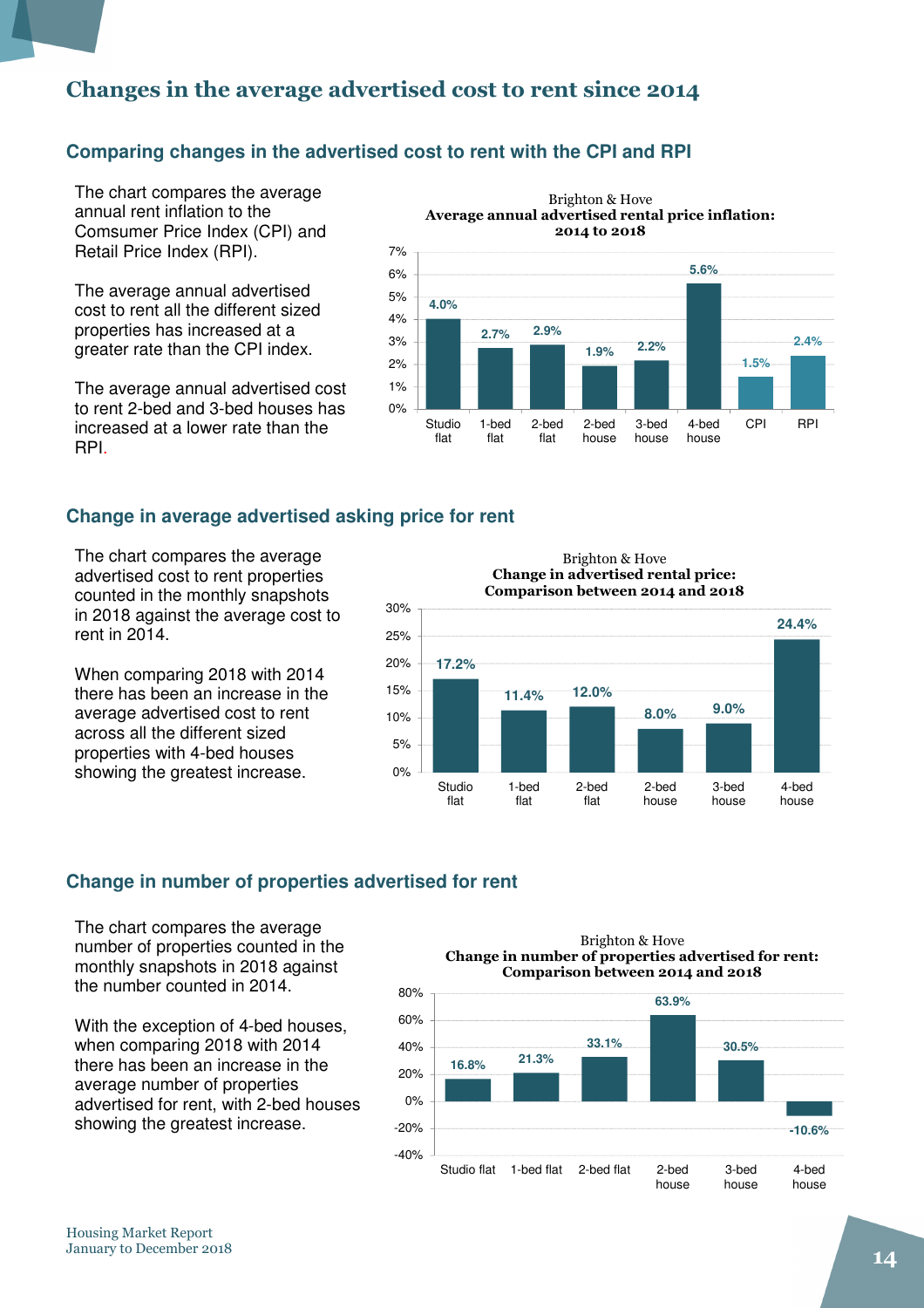# Changes in the average advertised cost to rent since 2014

## Comparing changes in the advertised cost to rent with the CPI and RPI

The chart compares the average annual rent inflation to the Comsumer Price Index (CPI) and Retail Price Index (RPI).

The average annual advertised cost to rent all the different sized properties has increased at a greater rate than the CPI index.

The average annual advertised cost to rent 2-bed and 3-bed houses has increased at a lower rate than the RPI.

Brighton & Hove
**Average annual advertised rental price inflation: 2014 to 2018**

| | Studio flat | 1-bed flat | 2-bed flat | 2-bed house | 3-bed house | 4-bed house | CPI | RPI |
|---|---|---|---|---|---|---|---|---|
| Inflation | 4.0% | 2.7% | 2.9% | 1.9% | 2.2% | 5.6% | 1.5% | 2.4% |

## Change in average advertised asking price for rent

The chart compares the average advertised cost to rent properties counted in the monthly snapshots in 2018 against the average cost to rent in 2014.

When comparing 2018 with 2014 there has been an increase in the average advertised cost to rent across all the different sized properties with 4-bed houses showing the greatest increase.

Brighton & Hove
**Change in advertised rental price: Comparison between 2014 and 2018**

| | Studio flat | 1-bed flat | 2-bed flat | 2-bed house | 3-bed house | 4-bed house |
|---|---|---|---|---|---|---|
| Change | 17.2% | 11.4% | 12.0% | 8.0% | 9.0% | 24.4% |

## Change in number of properties advertised for rent

The chart compares the average number of properties counted in the monthly snapshots in 2018 against the number counted in 2014.

With the exception of 4-bed houses, when comparing 2018 with 2014 there has been an increase in the average number of properties advertised for rent, with 2-bed houses showing the greatest increase.

Brighton & Hove
**Change in number of properties advertised for rent: Comparison between 2014 and 2018**

| | Studio flat | 1-bed flat | 2-bed flat | 2-bed house | 3-bed house | 4-bed house |
|---|---|---|---|---|---|---|
| Change | 16.8% | 21.3% | 33.1% | 63.9% | 30.5% | -10.6% |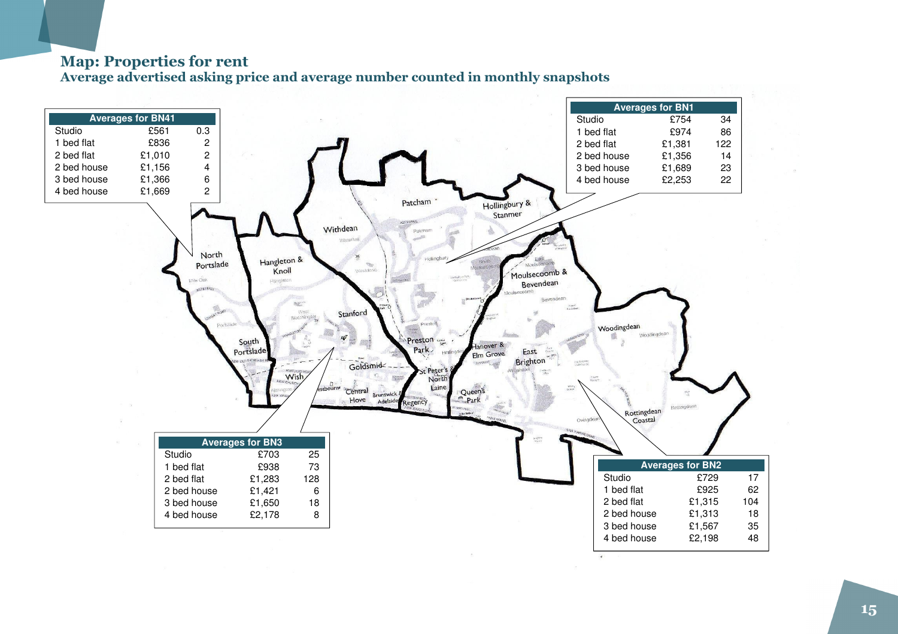# Map: Properties for rent

## Average advertised asking price and average number counted in monthly snapshots

| Averages for BN41 | | |
|---|---|---|
| Studio | £561 | 0.3 |
| 1 bed flat | £836 | 2 |
| 2 bed flat | £1,010 | 2 |
| 2 bed house | £1,156 | 4 |
| 3 bed house | £1,366 | 6 |
| 4 bed house | £1,669 | 2 |

| Averages for BN1 | | |
|---|---|---|
| Studio | £754 | 34 |
| 1 bed flat | £974 | 86 |
| 2 bed flat | £1,381 | 122 |
| 2 bed house | £1,356 | 14 |
| 3 bed house | £1,689 | 23 |
| 4 bed house | £2,253 | 22 |

| Averages for BN3 | | |
|---|---|---|
| Studio | £703 | 25 |
| 1 bed flat | £938 | 73 |
| 2 bed flat | £1,283 | 128 |
| 2 bed house | £1,421 | 6 |
| 3 bed house | £1,650 | 18 |
| 4 bed house | £2,178 | 8 |

| Averages for BN2 | | |
|---|---|---|
| Studio | £729 | 17 |
| 1 bed flat | £925 | 62 |
| 2 bed flat | £1,315 | 104 |
| 2 bed house | £1,313 | 18 |
| 3 bed house | £1,567 | 35 |
| 4 bed house | £2,198 | 48 |

Patcham, Hollingbury & Stanmer, Withdean, North Portslade, Hangleton & Knoll, Moulsecoomb & Bevendean, Stanford, Woodingdean, South Portslade, Preston Park, Hanover & Elm Grove, East Brighton, Goldsmid, St Peter's & North Laine, Wish, Central Hove, Brunswick & Adelaide, Regency, Queen's Park, Rottingdean Coastal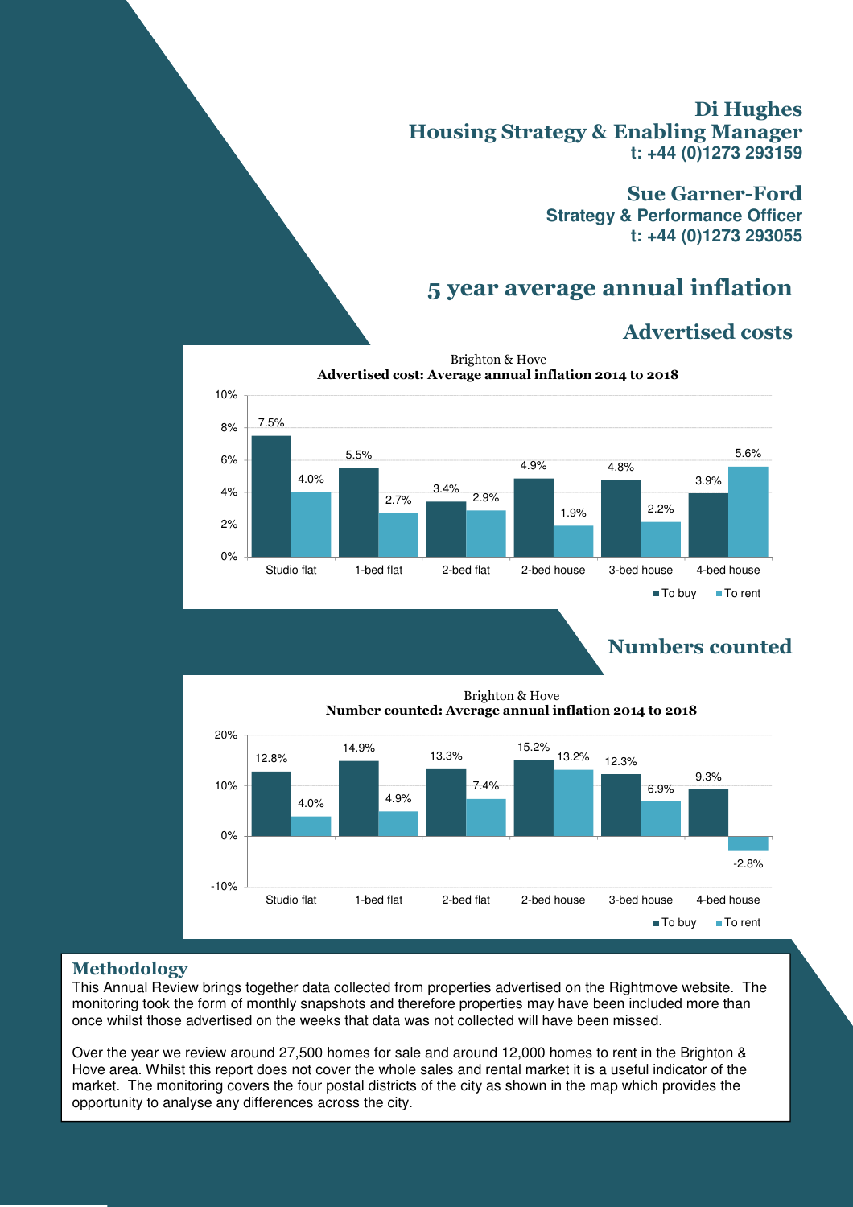**Di Hughes**
**Housing Strategy & Enabling Manager**
**t: +44 (0)1273 293159**

**Sue Garner-Ford**
**Strategy & Performance Officer**
**t: +44 (0)1273 293055**

## 5 year average annual inflation

### Advertised costs

Brighton & Hove
**Advertised cost: Average annual inflation 2014 to 2018**

10%
8%
6%
4%
2%
0%

Studio flat: 7.5%, 4.0%
1-bed flat: 5.5%, 2.7%
2-bed flat: 3.4%, 2.9%
2-bed house: 4.9%, 1.9%
3-bed house: 4.8%, 2.2%
4-bed house: 3.9%, 5.6%

To buy
To rent

### Numbers counted

Brighton & Hove
**Number counted: Average annual inflation 2014 to 2018**

20%
10%
0%
-10%

Studio flat: 12.8%, 4.0%
1-bed flat: 14.9%, 4.9%
2-bed flat: 13.3%, 7.4%
2-bed house: 15.2%, 13.2%
3-bed house: 12.3%, 6.9%
4-bed house: 9.3%, -2.8%

To buy
To rent

### Methodology

This Annual Review brings together data collected from properties advertised on the Rightmove website. The monitoring took the form of monthly snapshots and therefore properties may have been included more than once whilst those advertised on the weeks that data was not collected will have been missed.

Over the year we review around 27,500 homes for sale and around 12,000 homes to rent in the Brighton & Hove area. Whilst this report does not cover the whole sales and rental market it is a useful indicator of the market. The monitoring covers the four postal districts of the city as shown in the map which provides the opportunity to analyse any differences across the city.